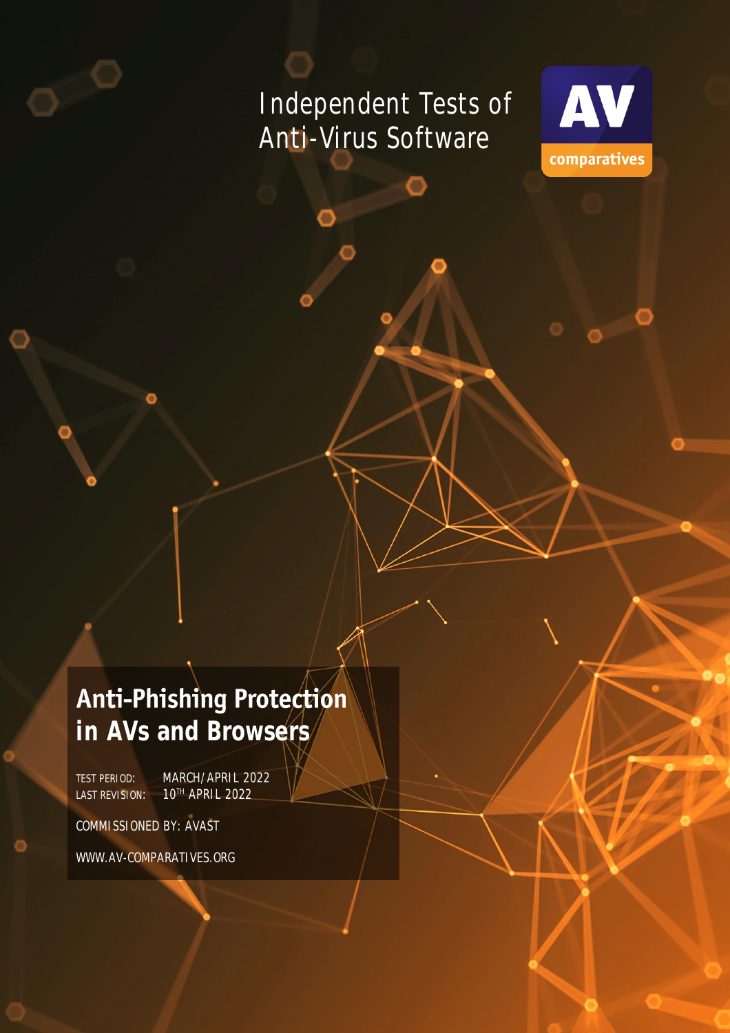Independent Tests of Anti-Virus Software

AV comparatives

# Anti-Phishing Protection in AVs and Browsers

TEST PERIOD: MARCH/APRIL 2022

LAST REVISION: 10TH APRIL 2022

COMMISSIONED BY: AVAST

WWW.AV-COMPARATIVES.ORG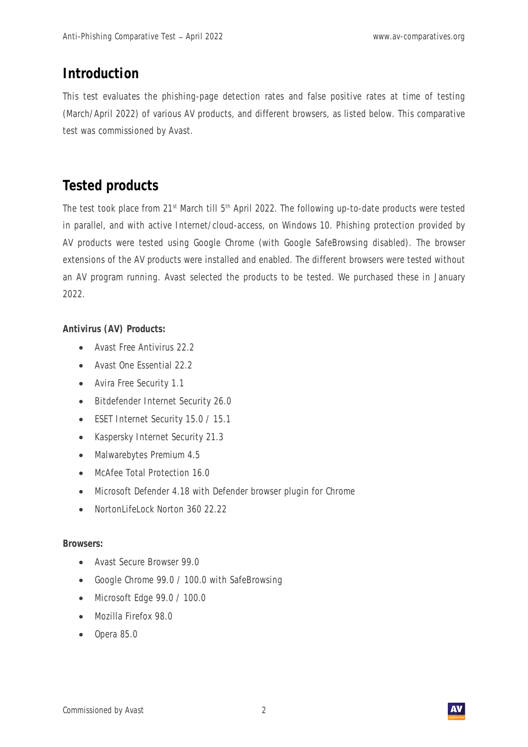## Introduction

This test evaluates the phishing-page detection rates and false positive rates at time of testing (March/April 2022) of various AV products, and different browsers, as listed below. This comparative test was commissioned by Avast.

## Tested products

The test took place from 21st March till 5th April 2022. The following up-to-date products were tested in parallel, and with active Internet/cloud-access, on Windows 10. Phishing protection provided by AV products were tested using Google Chrome (with Google SafeBrowsing disabled). The browser extensions of the AV products were installed and enabled. The different browsers were tested without an AV program running. Avast selected the products to be tested. We purchased these in January 2022.

**Antivirus (AV) Products:**

- Avast Free Antivirus 22.2
- Avast One Essential 22.2
- Avira Free Security 1.1
- Bitdefender Internet Security 26.0
- ESET Internet Security 15.0 / 15.1
- Kaspersky Internet Security 21.3
- Malwarebytes Premium 4.5
- McAfee Total Protection 16.0
- Microsoft Defender 4.18 with Defender browser plugin for Chrome
- NortonLifeLock Norton 360 22.22

**Browsers:**

- Avast Secure Browser 99.0
- Google Chrome 99.0 / 100.0 with SafeBrowsing
- Microsoft Edge 99.0 / 100.0
- Mozilla Firefox 98.0
- Opera 85.0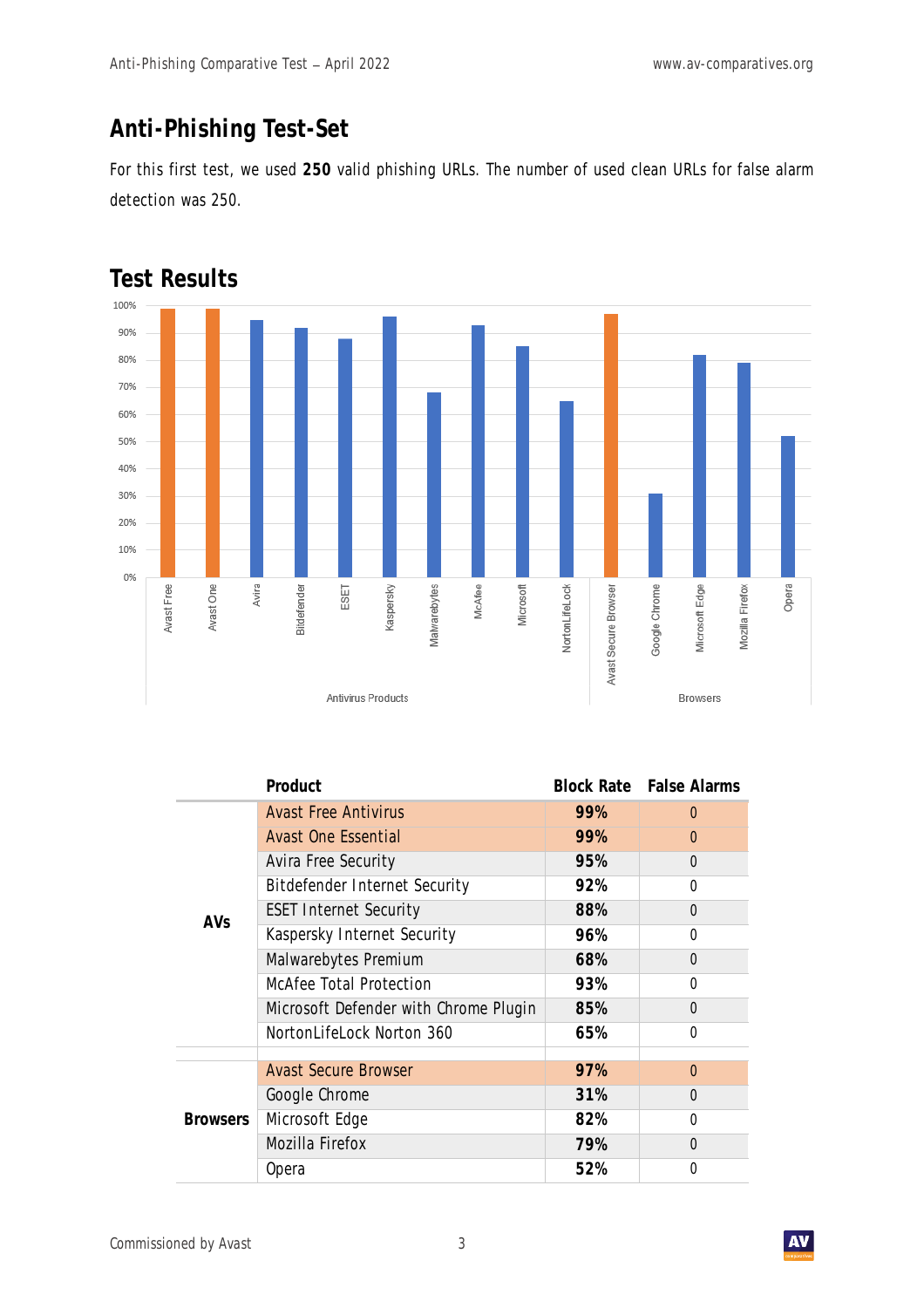## Anti-Phishing Test-Set

For this first test, we used **250** valid phishing URLs. The number of used clean URLs for false alarm detection was 250.

## Test Results

| | Product | Block Rate | False Alarms |
|---|---|---|---|
| AVs | Avast Free Antivirus | **99%** | 0 |
| | Avast One Essential | **99%** | 0 |
| | Avira Free Security | **95%** | 0 |
| | Bitdefender Internet Security | **92%** | 0 |
| | ESET Internet Security | **88%** | 0 |
| | Kaspersky Internet Security | **96%** | 0 |
| | Malwarebytes Premium | **68%** | 0 |
| | McAfee Total Protection | **93%** | 0 |
| | Microsoft Defender with Chrome Plugin | **85%** | 0 |
| | NortonLifeLock Norton 360 | **65%** | 0 |
| Browsers | Avast Secure Browser | **97%** | 0 |
| | Google Chrome | **31%** | 0 |
| | Microsoft Edge | **82%** | 0 |
| | Mozilla Firefox | **79%** | 0 |
| | Opera | **52%** | 0 |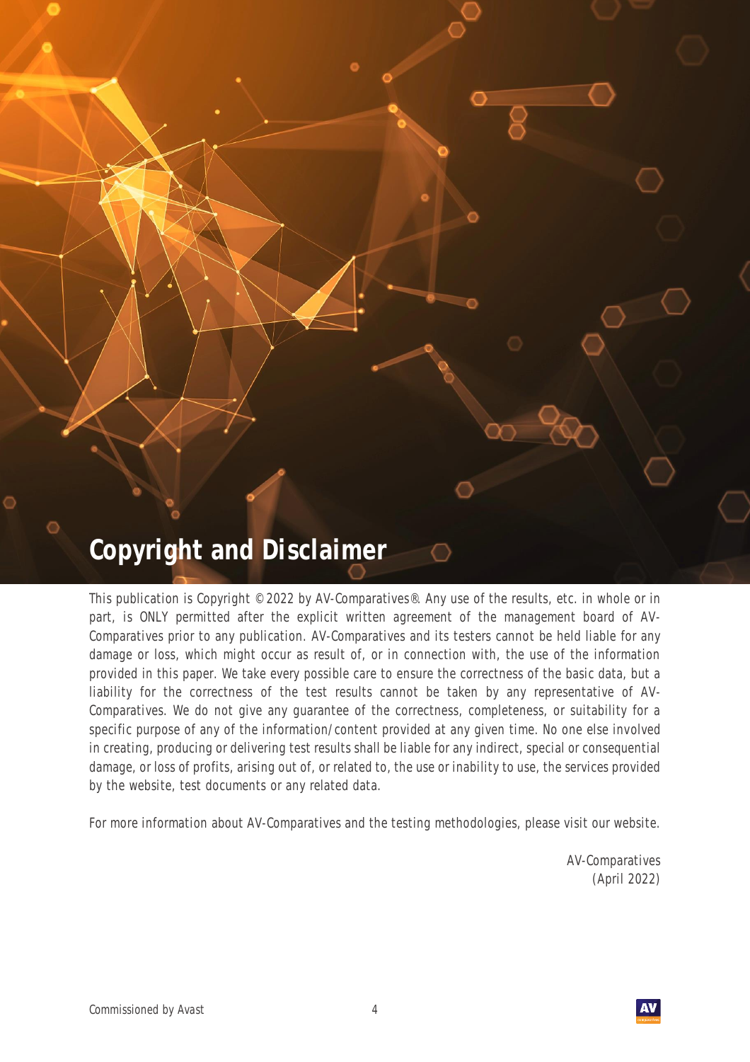# Copyright and Disclaimer

This publication is Copyright © 2022 by AV-Comparatives®. Any use of the results, etc. in whole or in part, is ONLY permitted after the explicit written agreement of the management board of AV-Comparatives prior to any publication. AV-Comparatives and its testers cannot be held liable for any damage or loss, which might occur as result of, or in connection with, the use of the information provided in this paper. We take every possible care to ensure the correctness of the basic data, but a liability for the correctness of the test results cannot be taken by any representative of AV-Comparatives. We do not give any guarantee of the correctness, completeness, or suitability for a specific purpose of any of the information/content provided at any given time. No one else involved in creating, producing or delivering test results shall be liable for any indirect, special or consequential damage, or loss of profits, arising out of, or related to, the use or inability to use, the services provided by the website, test documents or any related data.

For more information about AV-Comparatives and the testing methodologies, please visit our website.

AV-Comparatives
(April 2022)